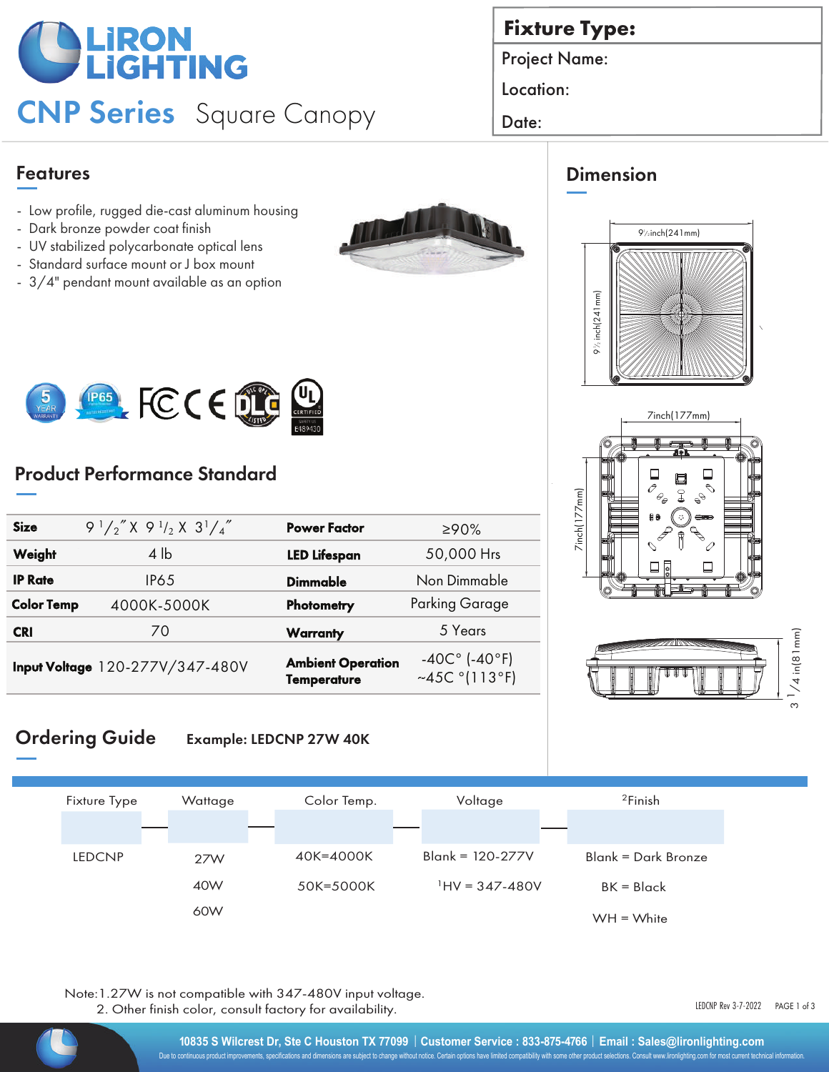# LiRON LiGHTING

## CNP Series Square Canopy

| Fixture Type: |
|---|
| Project Name: |
| Location: |
| Date: |

## Features

- Low profile, rugged die-cast aluminum housing
- Dark bronze powder coat finish
- UV stabilized polycarbonate optical lens
- Standard surface mount or J box mount
- 3/4" pendant mount available as an option

## Dimension

9½inch(241mm)

9½inch(241mm)

7inch(177mm)

7inch(177mm)

3 1/4 in(81mm)

## Product Performance Standard

| Size | 9 1/2" X 9 1/2 X 3 1/4" | Power Factor | ≥90% |
|---|---|---|---|
| Weight | 4 lb | LED Lifespan | 50,000 Hrs |
| IP Rate | IP65 | Dimmable | Non Dimmable |
| Color Temp | 4000K-5000K | Photometry | Parking Garage |
| CRI | 70 | Warranty | 5 Years |
| Input Voltage | 120-277V/347-480V | Ambient Operation Temperature | -40C° (-40°F) ~45C °(113°F) |

## Ordering Guide

**Example: LEDCNP 27W 40K**

| Fixture Type | Wattage | Color Temp. | Voltage | [2]Finish |
|---|---|---|---|---|
| LEDCNP | 27W | 40K=4000K | Blank = 120-277V | Blank = Dark Bronze |
| | 40W | 50K=5000K | [1]HV = 347-480V | BK = Black |
| | 60W | | | WH = White |

Note:1.27W is not compatible with 347-480V input voltage.
2. Other finish color, consult factory for availability.

LEDCNP Rev 3-7-2022

10835 S Wilcrest Dr, Ste C Houston TX 77099 | Customer Service : 833-875-4766 | Email : Sales@lironlighting.com

Due to continuous product improvements, specifications and dimensions are subject to change without notice. Certain options have limited compatibility with some other product selections. Consult www.lironlighting.com for most current technical information.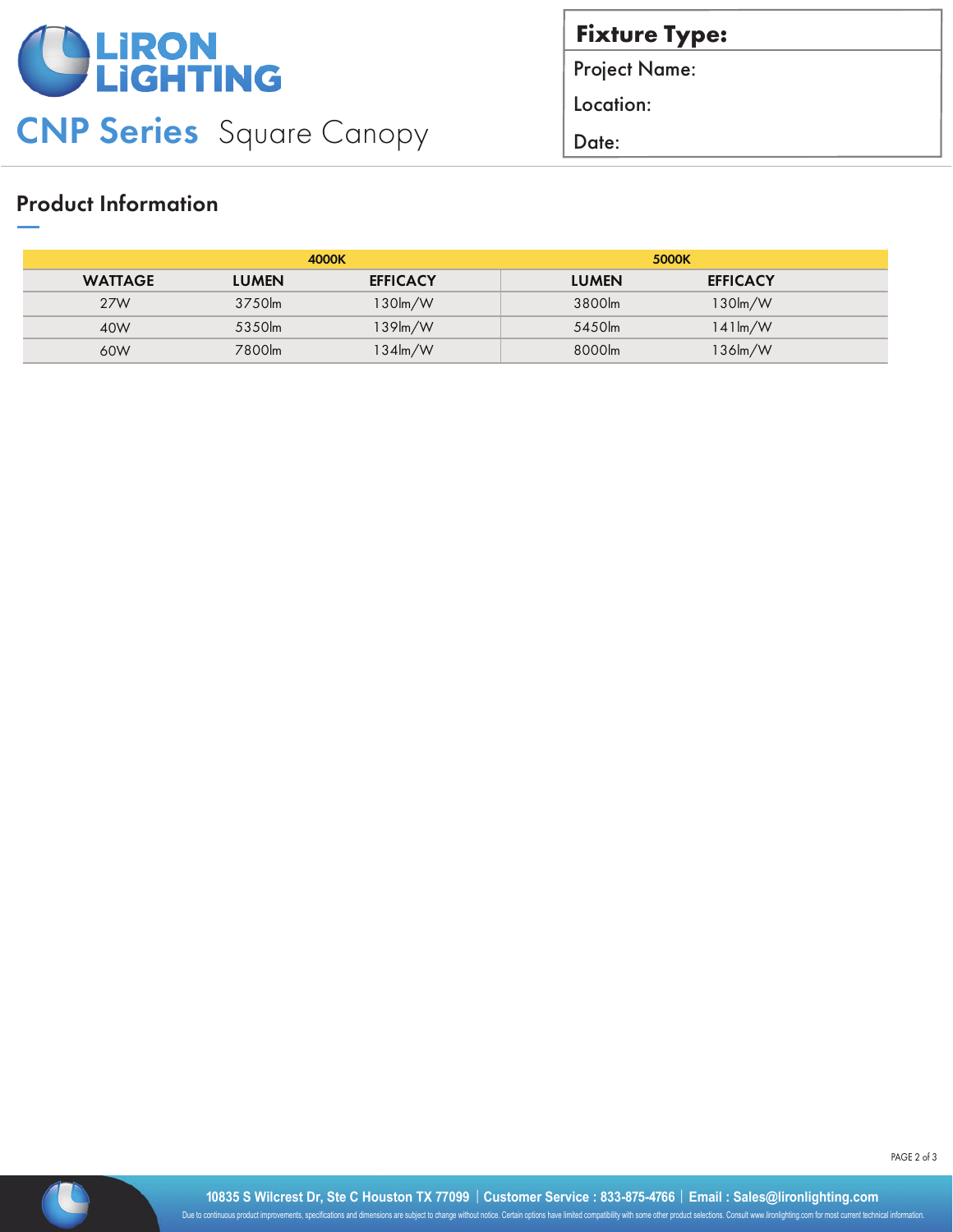# CNP Series Square Canopy

**Fixture Type:**

Project Name:

Location:

Date:

## Product Information

| | 4000K | | 5000K | |
|---|---|---|---|---|
| WATTAGE | LUMEN | EFFICACY | LUMEN | EFFICACY |
| 27W | 3750lm | 130lm/W | 3800lm | 130lm/W |
| 40W | 5350lm | 139lm/W | 5450lm | 141lm/W |
| 60W | 7800lm | 134lm/W | 8000lm | 136lm/W |

10835 S Wilcrest Dr, Ste C Houston TX 77099 | Customer Service : 833-875-4766 | Email : Sales@lironlighting.com

Due to continuous product improvements, specifications and dimensions are subject to change without notice. Certain options have limited compatibility with some other product selections. Consult www.lironlighting.com for most current technical information.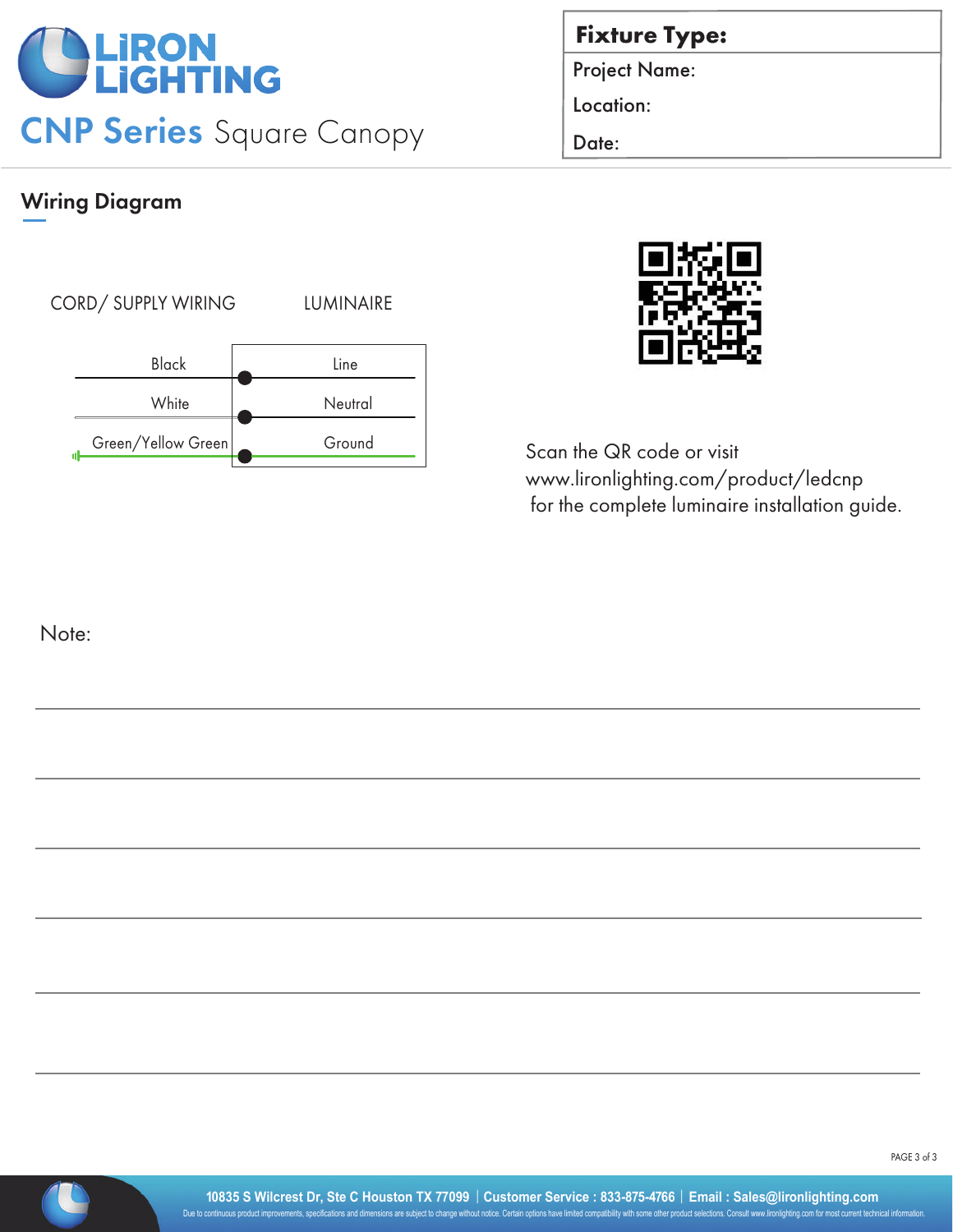# LIRON LIGHTING

## CNP Series Square Canopy

| **Fixture Type:** |
|---|
| Project Name: |
| Location: |
| Date: |

## Wiring Diagram

CORD/ SUPPLY WIRING

LUMINAIRE

| CORD/ SUPPLY WIRING | LUMINAIRE |
|---|---|
| Black | Line |
| White | Neutral |
| Green/Yellow Green | Ground |

Scan the QR code or visit www.lironlighting.com/product/ledcnp for the complete luminaire installation guide.

Note:

10835 S Wilcrest Dr, Ste C Houston TX 77099 | Customer Service : 833-875-4766 | Email : Sales@lironlighting.com

Due to continuous product improvements, specifications and dimensions are subject to change without notice. Certain options have limited compatibility with some other product selections. Consult www.lironlighting.com for most current technical information.